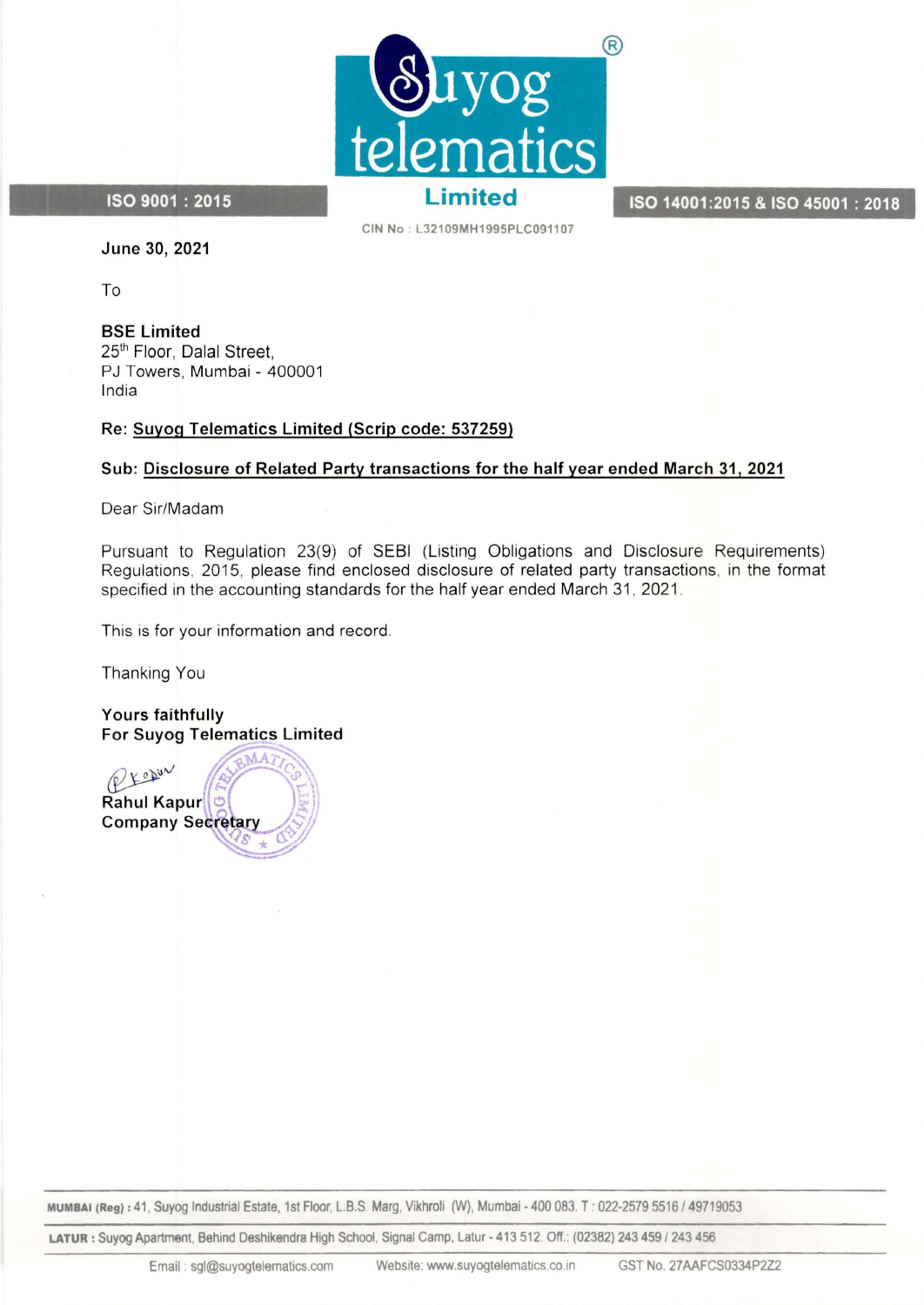**Suyog telematics Limited**

ISO 9001 : 2015 | ISO 14001:2015 & ISO 45001 : 2018

CIN No : L32109MH1995PLC091107

**June 30, 2021**

To

**BSE Limited**
25th Floor, Dalal Street,
PJ Towers, Mumbai - 400001
India

**Re: Suyog Telematics Limited (Scrip code: 537259)**

**Sub: Disclosure of Related Party transactions for the half year ended March 31, 2021**

Dear Sir/Madam

Pursuant to Regulation 23(9) of SEBI (Listing Obligations and Disclosure Requirements) Regulations, 2015, please find enclosed disclosure of related party transactions, in the format specified in the accounting standards for the half year ended March 31, 2021.

This is for your information and record.

Thanking You

**Yours faithfully**
**For Suyog Telematics Limited**

**Rahul Kapur**
**Company Secretary**

**MUMBAI (Reg) :** 41, Suyog Industrial Estate, 1st Floor, L.B.S. Marg, Vikhroli (W), Mumbai - 400 083. T : 022-2579 5516 / 49719053

**LATUR :** Suyog Apartment, Behind Deshikendra High School, Signal Camp, Latur - 413 512. Off.: (02382) 243 459 / 243 456

Email : sgl@suyogtelematics.com Website: www.suyogtelematics.co.in GST No. 27AAFCS0334P2Z2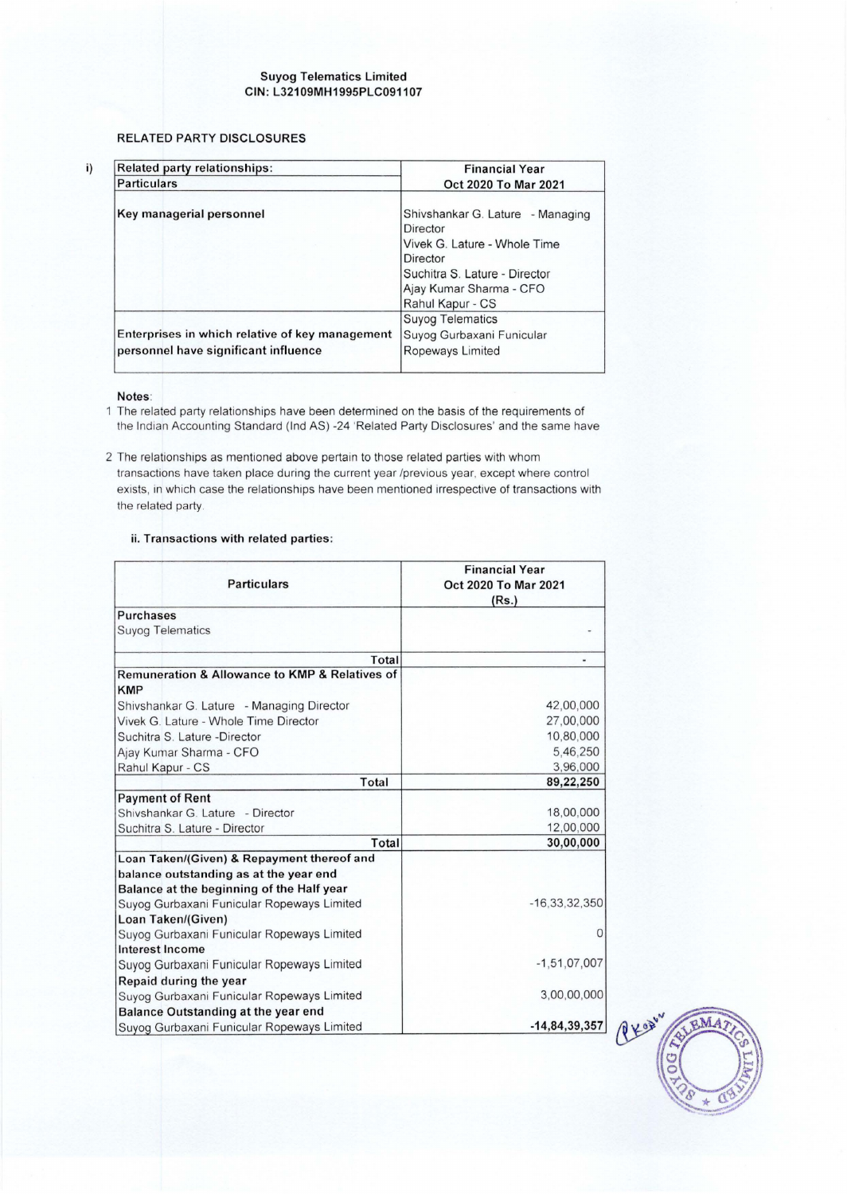**Suyog Telematics Limited**
**CIN: L32109MH1995PLC091107**

RELATED PARTY DISCLOSURES

i)

| Related party relationships: Particulars | Financial Year Oct 2020 To Mar 2021 |
|---|---|
| **Key managerial personnel** | Shivshankar G. Lature - Managing Director<br>Vivek G. Lature - Whole Time Director<br>Suchitra S. Lature - Director<br>Ajay Kumar Sharma - CFO<br>Rahul Kapur - CS |
| **Enterprises in which relative of key management personnel have significant influence** | Suyog Telematics<br>Suyog Gurbaxani Funicular Ropeways Limited |

**Notes**:

1. The related party relationships have been determined on the basis of the requirements of the Indian Accounting Standard (Ind AS) -24 'Related Party Disclosures' and the same have
2. The relationships as mentioned above pertain to those related parties with whom transactions have taken place during the current year /previous year, except where control exists, in which case the relationships have been mentioned irrespective of transactions with the related party.

**ii. Transactions with related parties:**

| Particulars | Financial Year Oct 2020 To Mar 2021 (Rs.) |
|---|---|
| **Purchases** | |
| Suyog Telematics | - |
| **Total** | - |
| **Remuneration & Allowance to KMP & Relatives of KMP** | |
| Shivshankar G. Lature - Managing Director | 42,00,000 |
| Vivek G. Lature - Whole Time Director | 27,00,000 |
| Suchitra S. Lature -Director | 10,80,000 |
| Ajay Kumar Sharma - CFO | 5,46,250 |
| Rahul Kapur - CS | 3,96,000 |
| **Total** | **89,22,250** |
| **Payment of Rent** | |
| Shivshankar G. Lature - Director | 18,00,000 |
| Suchitra S. Lature - Director | 12,00,000 |
| **Total** | **30,00,000** |
| **Loan Taken/(Given) & Repayment thereof and balance outstanding as at the year end** | |
| **Balance at the beginning of the Half year** | |
| Suyog Gurbaxani Funicular Ropeways Limited | -16,33,32,350 |
| **Loan Taken/(Given)** | |
| Suyog Gurbaxani Funicular Ropeways Limited | 0 |
| **Interest Income** | |
| Suyog Gurbaxani Funicular Ropeways Limited | -1,51,07,007 |
| **Repaid during the year** | |
| Suyog Gurbaxani Funicular Ropeways Limited | 3,00,00,000 |
| **Balance Outstanding at the year end** | |
| Suyog Gurbaxani Funicular Ropeways Limited | **-14,84,39,357** |